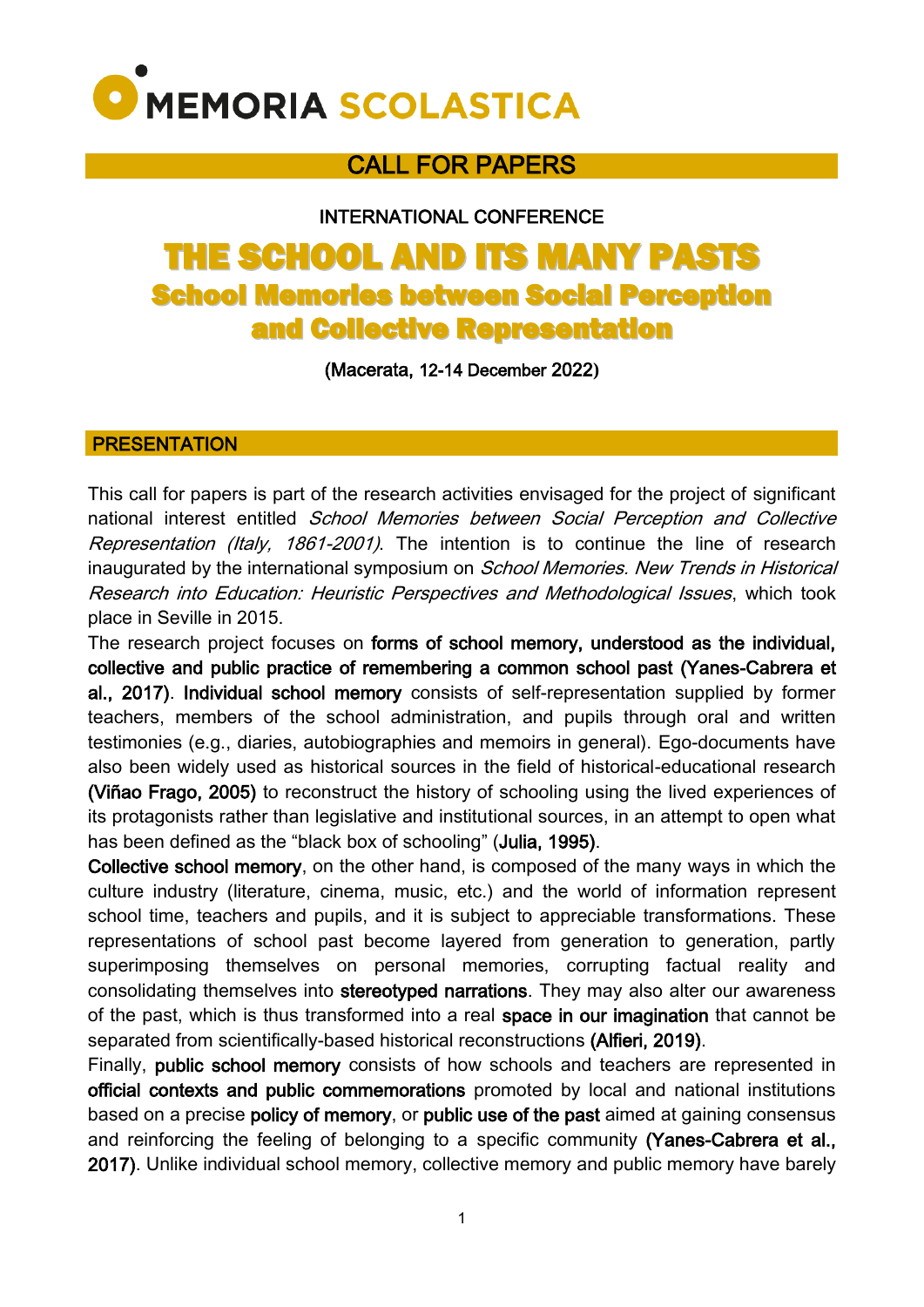# MEMORIA SCOLASTICA

## CALL FOR PAPERS

INTERNATIONAL CONFERENCE

# THE SCHOOL AND ITS MANY PASTS

## School Memories between Social Perception and Collective Representation

(Macerata, 12-14 December 2022)

## PRESENTATION

This call for papers is part of the research activities envisaged for the project of significant national interest entitled *School Memories between Social Perception and Collective Representation (Italy, 1861-2001)*. The intention is to continue the line of research inaugurated by the international symposium on *School Memories. New Trends in Historical Research into Education: Heuristic Perspectives and Methodological Issues*, which took place in Seville in 2015.

The research project focuses on **forms of school memory, understood as the individual, collective and public practice of remembering a common school past (Yanes-Cabrera et al., 2017)**. **Individual school memory** consists of self-representation supplied by former teachers, members of the school administration, and pupils through oral and written testimonies (e.g., diaries, autobiographies and memoirs in general). Ego-documents have also been widely used as historical sources in the field of historical-educational research **(Viñao Frago, 2005)** to reconstruct the history of schooling using the lived experiences of its protagonists rather than legislative and institutional sources, in an attempt to open what has been defined as the "black box of schooling" (**Julia, 1995)**.

**Collective school memory**, on the other hand, is composed of the many ways in which the culture industry (literature, cinema, music, etc.) and the world of information represent school time, teachers and pupils, and it is subject to appreciable transformations. These representations of school past become layered from generation to generation, partly superimposing themselves on personal memories, corrupting factual reality and consolidating themselves into **stereotyped narrations**. They may also alter our awareness of the past, which is thus transformed into a real **space in our imagination** that cannot be separated from scientifically-based historical reconstructions **(Alfieri, 2019)**.

Finally, **public school memory** consists of how schools and teachers are represented in **official contexts and public commemorations** promoted by local and national institutions based on a precise **policy of memory**, or **public use of the past** aimed at gaining consensus and reinforcing the feeling of belonging to a specific community **(Yanes-Cabrera et al., 2017)**. Unlike individual school memory, collective memory and public memory have barely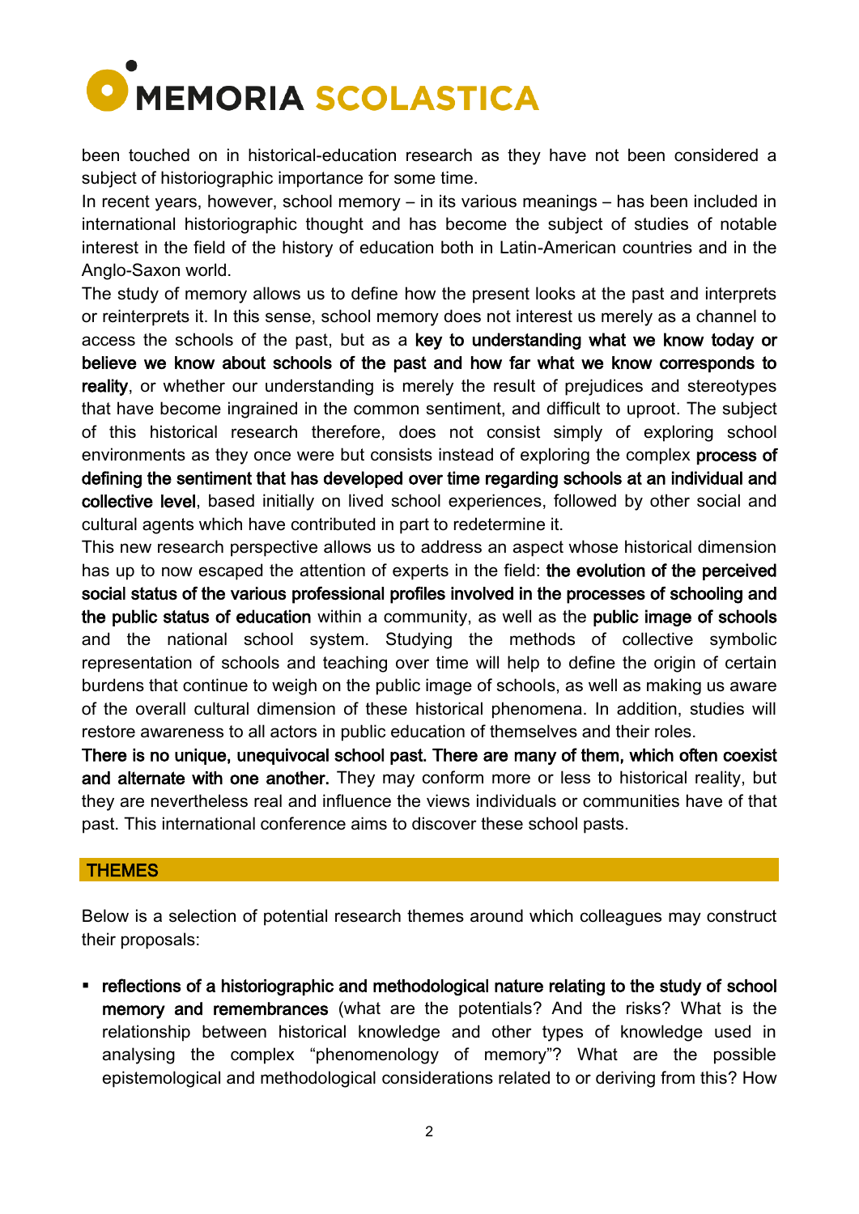been touched on in historical-education research as they have not been considered a subject of historiographic importance for some time.

In recent years, however, school memory – in its various meanings – has been included in international historiographic thought and has become the subject of studies of notable interest in the field of the history of education both in Latin-American countries and in the Anglo-Saxon world.

The study of memory allows us to define how the present looks at the past and interprets or reinterprets it. In this sense, school memory does not interest us merely as a channel to access the schools of the past, but as a **key to understanding what we know today or believe we know about schools of the past and how far what we know corresponds to reality**, or whether our understanding is merely the result of prejudices and stereotypes that have become ingrained in the common sentiment, and difficult to uproot. The subject of this historical research therefore, does not consist simply of exploring school environments as they once were but consists instead of exploring the complex **process of defining the sentiment that has developed over time regarding schools at an individual and collective level**, based initially on lived school experiences, followed by other social and cultural agents which have contributed in part to redetermine it.

This new research perspective allows us to address an aspect whose historical dimension has up to now escaped the attention of experts in the field: **the evolution of the perceived social status of the various professional profiles involved in the processes of schooling and the public status of education** within a community, as well as the **public image of schools** and the national school system. Studying the methods of collective symbolic representation of schools and teaching over time will help to define the origin of certain burdens that continue to weigh on the public image of schools, as well as making us aware of the overall cultural dimension of these historical phenomena. In addition, studies will restore awareness to all actors in public education of themselves and their roles.

**There is no unique, unequivocal school past. There are many of them, which often coexist and alternate with one another.** They may conform more or less to historical reality, but they are nevertheless real and influence the views individuals or communities have of that past. This international conference aims to discover these school pasts.

## THEMES

Below is a selection of potential research themes around which colleagues may construct their proposals:

- **reflections of a historiographic and methodological nature relating to the study of school memory and remembrances** (what are the potentials? And the risks? What is the relationship between historical knowledge and other types of knowledge used in analysing the complex "phenomenology of memory"? What are the possible epistemological and methodological considerations related to or deriving from this? How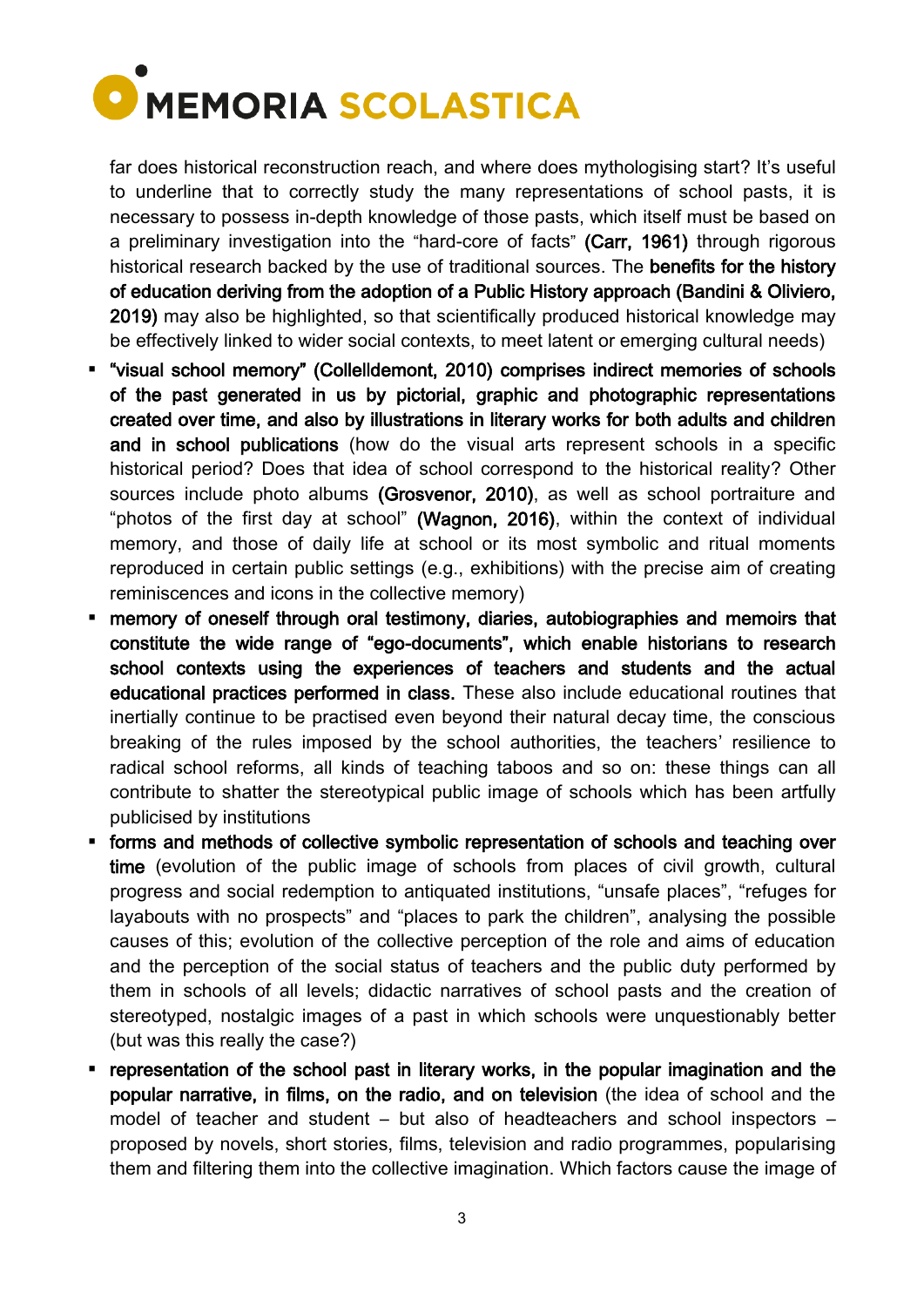far does historical reconstruction reach, and where does mythologising start? It's useful to underline that to correctly study the many representations of school pasts, it is necessary to possess in-depth knowledge of those pasts, which itself must be based on a preliminary investigation into the "hard-core of facts" **(Carr, 1961)** through rigorous historical research backed by the use of traditional sources. The **benefits for the history of education deriving from the adoption of a Public History approach (Bandini & Oliviero, 2019)** may also be highlighted, so that scientifically produced historical knowledge may be effectively linked to wider social contexts, to meet latent or emerging cultural needs)

- **"visual school memory" (Collelldemont, 2010) comprises indirect memories of schools of the past generated in us by pictorial, graphic and photographic representations created over time, and also by illustrations in literary works for both adults and children and in school publications** (how do the visual arts represent schools in a specific historical period? Does that idea of school correspond to the historical reality? Other sources include photo albums **(Grosvenor, 2010)**, as well as school portraiture and "photos of the first day at school" **(Wagnon, 2016)**, within the context of individual memory, and those of daily life at school or its most symbolic and ritual moments reproduced in certain public settings (e.g., exhibitions) with the precise aim of creating reminiscences and icons in the collective memory)
- **memory of oneself through oral testimony, diaries, autobiographies and memoirs that constitute the wide range of "ego-documents", which enable historians to research school contexts using the experiences of teachers and students and the actual educational practices performed in class.** These also include educational routines that inertially continue to be practised even beyond their natural decay time, the conscious breaking of the rules imposed by the school authorities, the teachers' resilience to radical school reforms, all kinds of teaching taboos and so on: these things can all contribute to shatter the stereotypical public image of schools which has been artfully publicised by institutions
- **forms and methods of collective symbolic representation of schools and teaching over time** (evolution of the public image of schools from places of civil growth, cultural progress and social redemption to antiquated institutions, "unsafe places", "refuges for layabouts with no prospects" and "places to park the children", analysing the possible causes of this; evolution of the collective perception of the role and aims of education and the perception of the social status of teachers and the public duty performed by them in schools of all levels; didactic narratives of school pasts and the creation of stereotyped, nostalgic images of a past in which schools were unquestionably better (but was this really the case?)
- **representation of the school past in literary works, in the popular imagination and the popular narrative, in films, on the radio, and on television** (the idea of school and the model of teacher and student – but also of headteachers and school inspectors – proposed by novels, short stories, films, television and radio programmes, popularising them and filtering them into the collective imagination. Which factors cause the image of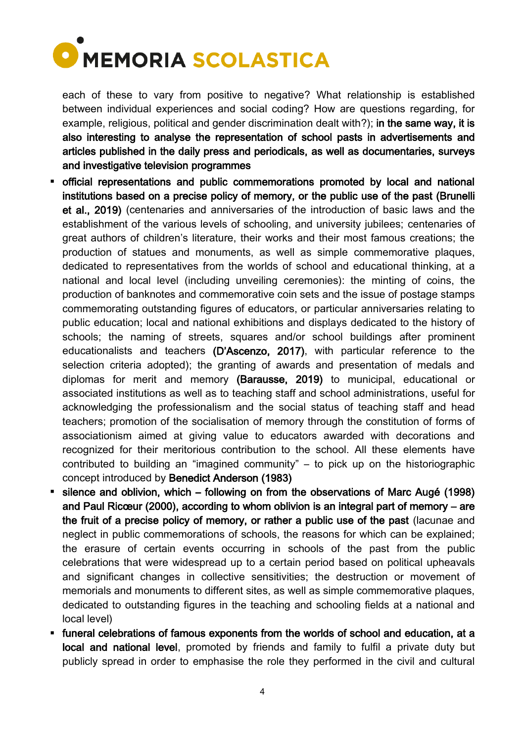each of these to vary from positive to negative? What relationship is established between individual experiences and social coding? How are questions regarding, for example, religious, political and gender discrimination dealt with?); **in the same way, it is also interesting to analyse the representation of school pasts in advertisements and articles published in the daily press and periodicals, as well as documentaries, surveys and investigative television programmes**

- **official representations and public commemorations promoted by local and national institutions based on a precise policy of memory, or the public use of the past (Brunelli et al., 2019)** (centenaries and anniversaries of the introduction of basic laws and the establishment of the various levels of schooling, and university jubilees; centenaries of great authors of children's literature, their works and their most famous creations; the production of statues and monuments, as well as simple commemorative plaques, dedicated to representatives from the worlds of school and educational thinking, at a national and local level (including unveiling ceremonies): the minting of coins, the production of banknotes and commemorative coin sets and the issue of postage stamps commemorating outstanding figures of educators, or particular anniversaries relating to public education; local and national exhibitions and displays dedicated to the history of schools; the naming of streets, squares and/or school buildings after prominent educationalists and teachers **(D'Ascenzo, 2017)**, with particular reference to the selection criteria adopted); the granting of awards and presentation of medals and diplomas for merit and memory **(Barausse, 2019)** to municipal, educational or associated institutions as well as to teaching staff and school administrations, useful for acknowledging the professionalism and the social status of teaching staff and head teachers; promotion of the socialisation of memory through the constitution of forms of associationism aimed at giving value to educators awarded with decorations and recognized for their meritorious contribution to the school. All these elements have contributed to building an "imagined community" – to pick up on the historiographic concept introduced by **Benedict Anderson (1983)**
- **silence and oblivion, which – following on from the observations of Marc Augé (1998) and Paul Ricœur (2000), according to whom oblivion is an integral part of memory – are the fruit of a precise policy of memory, or rather a public use of the past** (lacunae and neglect in public commemorations of schools, the reasons for which can be explained; the erasure of certain events occurring in schools of the past from the public celebrations that were widespread up to a certain period based on political upheavals and significant changes in collective sensitivities; the destruction or movement of memorials and monuments to different sites, as well as simple commemorative plaques, dedicated to outstanding figures in the teaching and schooling fields at a national and local level)
- **funeral celebrations of famous exponents from the worlds of school and education, at a local and national level**, promoted by friends and family to fulfil a private duty but publicly spread in order to emphasise the role they performed in the civil and cultural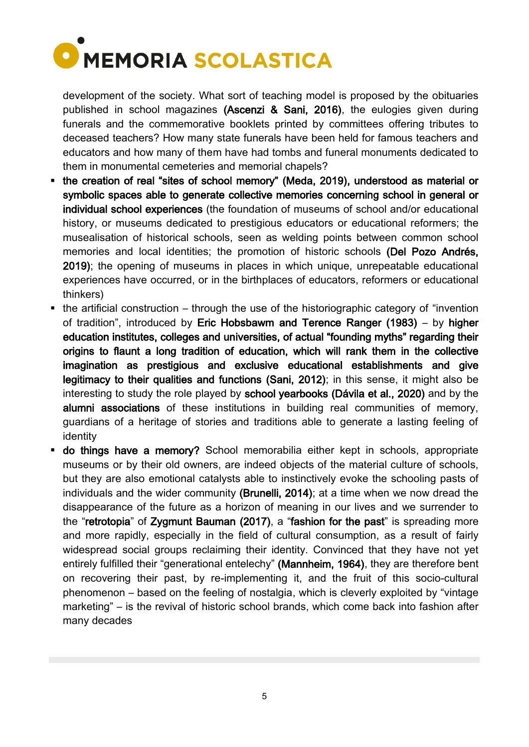development of the society. What sort of teaching model is proposed by the obituaries published in school magazines **(Ascenzi & Sani, 2016)**, the eulogies given during funerals and the commemorative booklets printed by committees offering tributes to deceased teachers? How many state funerals have been held for famous teachers and educators and how many of them have had tombs and funeral monuments dedicated to them in monumental cemeteries and memorial chapels?

- **the creation of real "sites of school memory" (Meda, 2019), understood as material or symbolic spaces able to generate collective memories concerning school in general or individual school experiences** (the foundation of museums of school and/or educational history, or museums dedicated to prestigious educators or educational reformers; the musealisation of historical schools, seen as welding points between common school memories and local identities; the promotion of historic schools **(Del Pozo Andrés, 2019)**; the opening of museums in places in which unique, unrepeatable educational experiences have occurred, or in the birthplaces of educators, reformers or educational thinkers)
- the artificial construction – through the use of the historiographic category of "invention of tradition", introduced by **Eric Hobsbawm and Terence Ranger (1983)** – by **higher education institutes, colleges and universities, of actual "founding myths" regarding their origins to flaunt a long tradition of education, which will rank them in the collective imagination as prestigious and exclusive educational establishments and give legitimacy to their qualities and functions (Sani, 2012)**; in this sense, it might also be interesting to study the role played by **school yearbooks (Dávila et al., 2020)** and by the **alumni associations** of these institutions in building real communities of memory, guardians of a heritage of stories and traditions able to generate a lasting feeling of identity
- **do things have a memory?** School memorabilia either kept in schools, appropriate museums or by their old owners, are indeed objects of the material culture of schools, but they are also emotional catalysts able to instinctively evoke the schooling pasts of individuals and the wider community **(Brunelli, 2014)**; at a time when we now dread the disappearance of the future as a horizon of meaning in our lives and we surrender to the "**retrotopia**" of **Zygmunt Bauman (2017)**, a "**fashion for the past**" is spreading more and more rapidly, especially in the field of cultural consumption, as a result of fairly widespread social groups reclaiming their identity. Convinced that they have not yet entirely fulfilled their "generational entelechy" **(Mannheim, 1964)**, they are therefore bent on recovering their past, by re-implementing it, and the fruit of this socio-cultural phenomenon – based on the feeling of nostalgia, which is cleverly exploited by "vintage marketing" – is the revival of historic school brands, which come back into fashion after many decades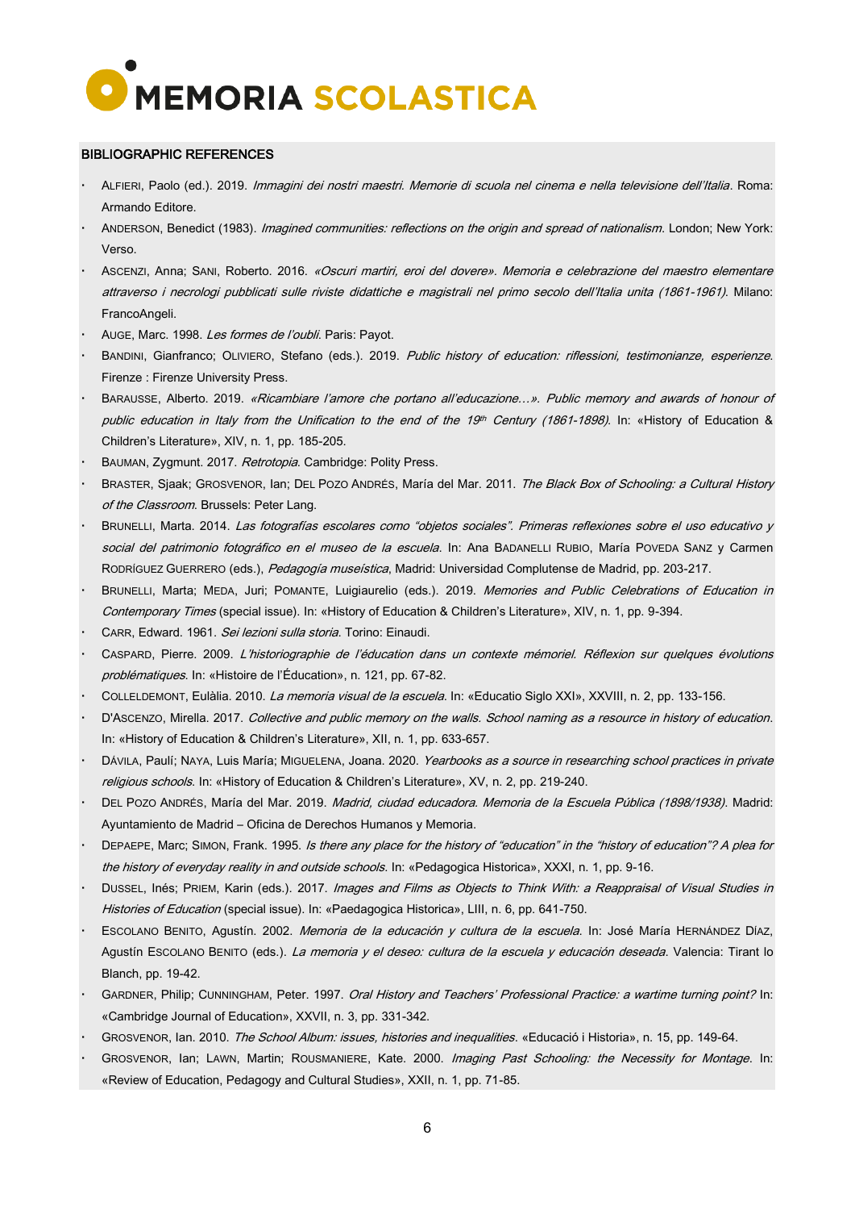# MEMORIA SCOLASTICA

## BIBLIOGRAPHIC REFERENCES

- ALFIERI, Paolo (ed.). 2019. *Immagini dei nostri maestri. Memorie di scuola nel cinema e nella televisione dell'Italia*. Roma: Armando Editore.
- ANDERSON, Benedict (1983). *Imagined communities: reflections on the origin and spread of nationalism*. London; New York: Verso.
- ASCENZI, Anna; SANI, Roberto. 2016. *«Oscuri martiri, eroi del dovere». Memoria e celebrazione del maestro elementare attraverso i necrologi pubblicati sulle riviste didattiche e magistrali nel primo secolo dell'Italia unita (1861-1961)*. Milano: FrancoAngeli.
- AUGE, Marc. 1998. *Les formes de l'oubli*. Paris: Payot.
- BANDINI, Gianfranco; OLIVIERO, Stefano (eds.). 2019. *Public history of education: riflessioni, testimonianze, esperienze*. Firenze : Firenze University Press.
- BARAUSSE, Alberto. 2019. *«Ricambiare l'amore che portano all'educazione…». Public memory and awards of honour of public education in Italy from the Unification to the end of the 19th Century (1861-1898)*. In: «History of Education & Children's Literature», XIV, n. 1, pp. 185-205.
- BAUMAN, Zygmunt. 2017. *Retrotopia*. Cambridge: Polity Press.
- BRASTER, Sjaak; GROSVENOR, Ian; DEL POZO ANDRÉS, María del Mar. 2011. *The Black Box of Schooling: a Cultural History of the Classroom*. Brussels: Peter Lang.
- BRUNELLI, Marta. 2014. *Las fotografías escolares como "objetos sociales". Primeras reflexiones sobre el uso educativo y social del patrimonio fotográfico en el museo de la escuela*. In: Ana BADANELLI RUBIO, María POVEDA SANZ y Carmen RODRÍGUEZ GUERRERO (eds.), *Pedagogía museística*, Madrid: Universidad Complutense de Madrid, pp. 203-217.
- BRUNELLI, Marta; MEDA, Juri; POMANTE, Luigiaurelio (eds.). 2019. *Memories and Public Celebrations of Education in Contemporary Times* (special issue). In: «History of Education & Children's Literature», XIV, n. 1, pp. 9-394.
- CARR, Edward. 1961. *Sei lezioni sulla storia*. Torino: Einaudi.
- CASPARD, Pierre. 2009. *L'historiographie de l'éducation dans un contexte mémoriel. Réflexion sur quelques évolutions problématiques*. In: «Histoire de l'Éducation», n. 121, pp. 67-82.
- COLLELDEMONT, Eulàlia. 2010. *La memoria visual de la escuela*. In: «Educatio Siglo XXI», XXVIII, n. 2, pp. 133-156.
- D'ASCENZO, Mirella. 2017. *Collective and public memory on the walls. School naming as a resource in history of education*. In: «History of Education & Children's Literature», XII, n. 1, pp. 633-657.
- DÁVILA, Paulí; NAYA, Luis María; MIGUELENA, Joana. 2020. *Yearbooks as a source in researching school practices in private religious schools*. In: «History of Education & Children's Literature», XV, n. 2, pp. 219-240.
- DEL POZO ANDRÉS, María del Mar. 2019. *Madrid, ciudad educadora. Memoria de la Escuela Pública (1898/1938)*. Madrid: Ayuntamiento de Madrid – Oficina de Derechos Humanos y Memoria.
- DEPAEPE, Marc; SIMON, Frank. 1995. *Is there any place for the history of "education" in the "history of education"? A plea for the history of everyday reality in and outside schools*. In: «Pedagogica Historica», XXXI, n. 1, pp. 9-16.
- DUSSEL, Inés; PRIEM, Karin (eds.). 2017. *Images and Films as Objects to Think With: a Reappraisal of Visual Studies in Histories of Education* (special issue). In: «Paedagogica Historica», LIII, n. 6, pp. 641-750.
- ESCOLANO BENITO, Agustín. 2002. *Memoria de la educación y cultura de la escuela*. In: José María HERNÁNDEZ DÍAZ, Agustín ESCOLANO BENITO (eds.). *La memoria y el deseo: cultura de la escuela y educación deseada*. Valencia: Tirant lo Blanch, pp. 19-42.
- GARDNER, Philip; CUNNINGHAM, Peter. 1997. *Oral History and Teachers' Professional Practice: a wartime turning point?* In: «Cambridge Journal of Education», XXVII, n. 3, pp. 331-342.
- GROSVENOR, Ian. 2010. *The School Album: issues, histories and inequalities*. «Educació i Historia», n. 15, pp. 149-64.
- GROSVENOR, Ian; LAWN, Martin; ROUSMANIERE, Kate. 2000. *Imaging Past Schooling: the Necessity for Montage*. In: «Review of Education, Pedagogy and Cultural Studies», XXII, n. 1, pp. 71-85.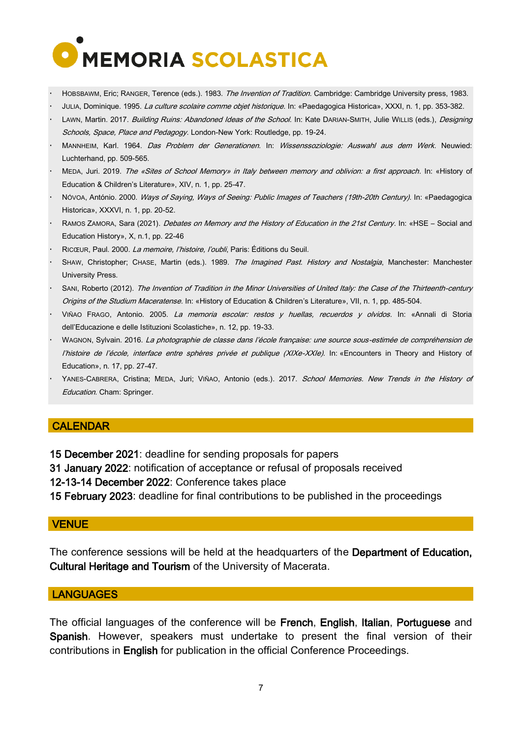- HOBSBAWM, Eric; RANGER, Terence (eds.). 1983. *The Invention of Tradition*. Cambridge: Cambridge University press, 1983.
- JULIA, Dominique. 1995. *La culture scolaire comme objet historique*. In: «Paedagogica Historica», XXXI, n. 1, pp. 353-382.
- LAWN, Martin. 2017. *Building Ruins: Abandoned Ideas of the School*. In: Kate DARIAN-SMITH, Julie WILLIS (eds.), *Designing Schools, Space, Place and Pedagogy*. London-New York: Routledge, pp. 19-24.
- MANNHEIM, Karl. 1964. *Das Problem der Generationen*. In: *Wissenssoziologie: Auswahl aus dem Werk*. Neuwied: Luchterhand, pp. 509-565.
- MEDA, Juri. 2019. *The «Sites of School Memory» in Italy between memory and oblivion: a first approach*. In: «History of Education & Children's Literature», XIV, n. 1, pp. 25-47.
- NÓVOA, António. 2000. *Ways of Saying, Ways of Seeing: Public Images of Teachers (19th-20th Century)*. In: «Paedagogica Historica», XXXVI, n. 1, pp. 20-52.
- RAMOS ZAMORA, Sara (2021). *Debates on Memory and the History of Education in the 21st Century*. In: «HSE – Social and Education History», X, n.1, pp. 22-46
- RICŒUR, Paul. 2000. *La memoire, l'histoire, l'oubli*, Paris: Éditions du Seuil.
- SHAW, Christopher; CHASE, Martin (eds.). 1989. *The Imagined Past. History and Nostalgia*, Manchester: Manchester University Press.
- SANI, Roberto (2012). *The Invention of Tradition in the Minor Universities of United Italy: the Case of the Thirteenth-century Origins of the Studium Maceratense*. In: «History of Education & Children's Literature», VII, n. 1, pp. 485-504.
- VIÑAO FRAGO, Antonio. 2005. *La memoria escolar: restos y huellas, recuerdos y olvidos*. In: «Annali di Storia dell'Educazione e delle Istituzioni Scolastiche», n. 12, pp. 19-33.
- WAGNON, Sylvain. 2016. *La photographie de classe dans l'école française: une source sous-estimée de compréhension de l'histoire de l'école, interface entre sphères privée et publique (XIXe-XXIe)*. In: «Encounters in Theory and History of Education», n. 17, pp. 27-47.
- YANES-CABRERA, Cristina; MEDA, Juri; VIÑAO, Antonio (eds.). 2017. *School Memories. New Trends in the History of Education*. Cham: Springer.

## CALENDAR

**15 December 2021**: deadline for sending proposals for papers
**31 January 2022**: notification of acceptance or refusal of proposals received
**12-13-14 December 2022**: Conference takes place
**15 February 2023**: deadline for final contributions to be published in the proceedings

## VENUE

The conference sessions will be held at the headquarters of the **Department of Education, Cultural Heritage and Tourism** of the University of Macerata.

## LANGUAGES

The official languages of the conference will be **French**, **English**, **Italian**, **Portuguese** and **Spanish**. However, speakers must undertake to present the final version of their contributions in **English** for publication in the official Conference Proceedings.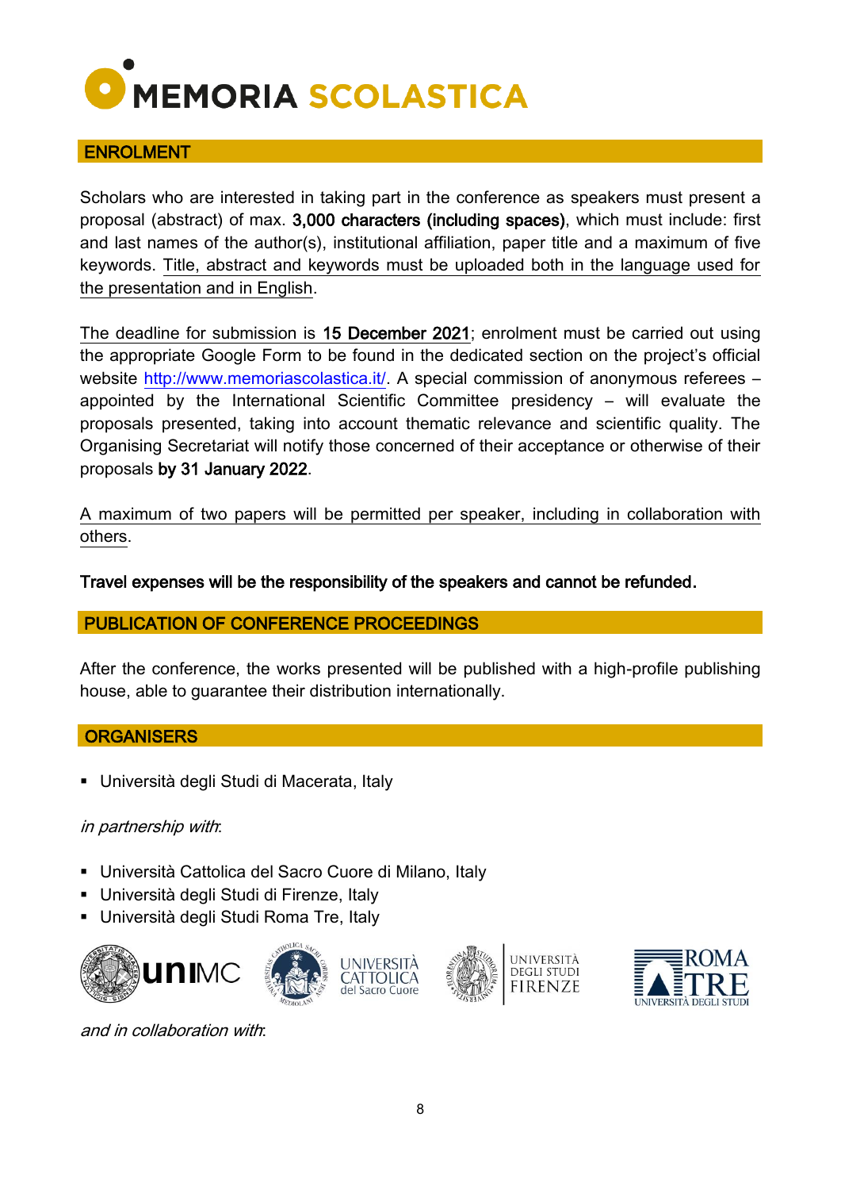# MEMORIA SCOLASTICA

## ENROLMENT

Scholars who are interested in taking part in the conference as speakers must present a proposal (abstract) of max. **3,000 characters (including spaces)**, which must include: first and last names of the author(s), institutional affiliation, paper title and a maximum of five keywords. Title, abstract and keywords must be uploaded both in the language used for the presentation and in English.

The deadline for submission is **15 December 2021**; enrolment must be carried out using the appropriate Google Form to be found in the dedicated section on the project's official website http://www.memoriascolastica.it/. A special commission of anonymous referees – appointed by the International Scientific Committee presidency – will evaluate the proposals presented, taking into account thematic relevance and scientific quality. The Organising Secretariat will notify those concerned of their acceptance or otherwise of their proposals **by 31 January 2022**.

A maximum of two papers will be permitted per speaker, including in collaboration with others.

**Travel expenses will be the responsibility of the speakers and cannot be refunded.**

## PUBLICATION OF CONFERENCE PROCEEDINGS

After the conference, the works presented will be published with a high-profile publishing house, able to guarantee their distribution internationally.

## ORGANISERS

- Università degli Studi di Macerata, Italy

*in partnership with*:

- Università Cattolica del Sacro Cuore di Milano, Italy
- Università degli Studi di Firenze, Italy
- Università degli Studi Roma Tre, Italy

*and in collaboration with*: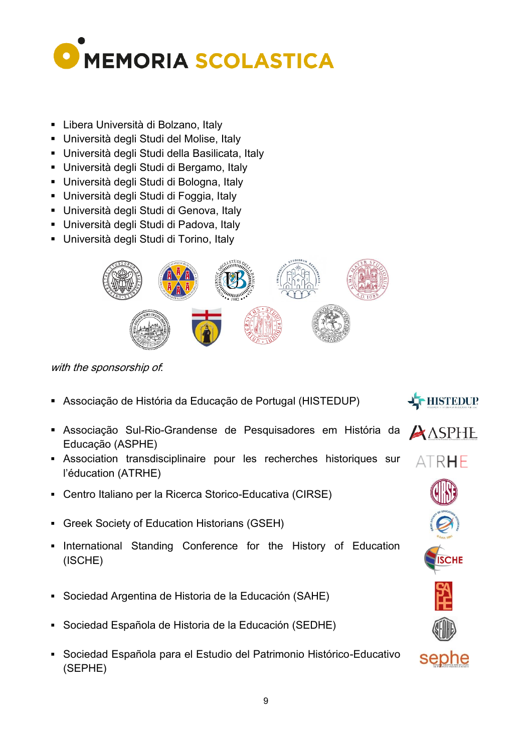- Libera Università di Bolzano, Italy
- Università degli Studi del Molise, Italy
- Università degli Studi della Basilicata, Italy
- Università degli Studi di Bergamo, Italy
- Università degli Studi di Bologna, Italy
- Università degli Studi di Foggia, Italy
- Università degli Studi di Genova, Italy
- Università degli Studi di Padova, Italy
- Università degli Studi di Torino, Italy

*with the sponsorship of:*

- Associação de História da Educação de Portugal (HISTEDUP)
- Associação Sul-Rio-Grandense de Pesquisadores em História da Educação (ASPHE)
- Association transdisciplinaire pour les recherches historiques sur l'éducation (ATRHE)
- Centro Italiano per la Ricerca Storico-Educativa (CIRSE)
- Greek Society of Education Historians (GSEH)
- International Standing Conference for the History of Education (ISCHE)
- Sociedad Argentina de Historia de la Educación (SAHE)
- Sociedad Española de Historia de la Educación (SEDHE)
- Sociedad Española para el Estudio del Patrimonio Histórico-Educativo (SEPHE)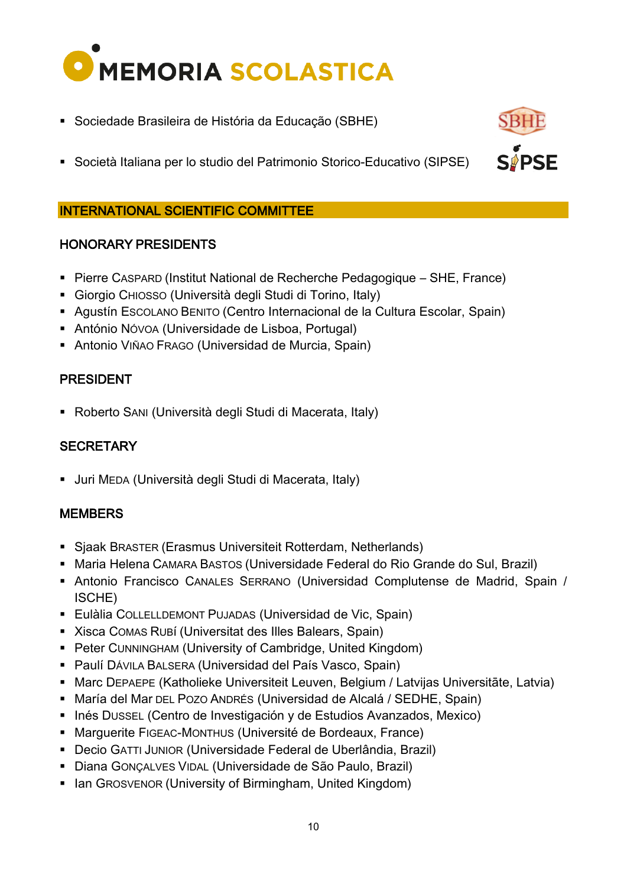# MEMORIA SCOLASTICA

- Sociedade Brasileira de História da Educação (SBHE)
- Società Italiana per lo studio del Patrimonio Storico-Educativo (SIPSE)

## INTERNATIONAL SCIENTIFIC COMMITTEE

### HONORARY PRESIDENTS

- Pierre CASPARD (Institut National de Recherche Pedagogique – SHE, France)
- Giorgio CHIOSSO (Università degli Studi di Torino, Italy)
- Agustín ESCOLANO BENITO (Centro Internacional de la Cultura Escolar, Spain)
- António NÓVOA (Universidade de Lisboa, Portugal)
- Antonio VIÑAO FRAGO (Universidad de Murcia, Spain)

### PRESIDENT

- Roberto SANI (Università degli Studi di Macerata, Italy)

### SECRETARY

- Juri MEDA (Università degli Studi di Macerata, Italy)

### MEMBERS

- Sjaak BRASTER (Erasmus Universiteit Rotterdam, Netherlands)
- Maria Helena CAMARA BASTOS (Universidade Federal do Rio Grande do Sul, Brazil)
- Antonio Francisco CANALES SERRANO (Universidad Complutense de Madrid, Spain / ISCHE)
- Eulàlia COLLELLDEMONT PUJADAS (Universidad de Vic, Spain)
- Xisca COMAS RUBÍ (Universitat des Illes Balears, Spain)
- Peter CUNNINGHAM (University of Cambridge, United Kingdom)
- Paulí DÁVILA BALSERA (Universidad del País Vasco, Spain)
- Marc DEPAEPE (Katholieke Universiteit Leuven, Belgium / Latvijas Universitāte, Latvia)
- María del Mar DEL POZO ANDRÉS (Universidad de Alcalá / SEDHE, Spain)
- Inés DUSSEL (Centro de Investigación y de Estudios Avanzados, Mexico)
- Marguerite FIGEAC-MONTHUS (Université de Bordeaux, France)
- Decio GATTI JUNIOR (Universidade Federal de Uberlândia, Brazil)
- Diana GONÇALVES VIDAL (Universidade de São Paulo, Brazil)
- Ian GROSVENOR (University of Birmingham, United Kingdom)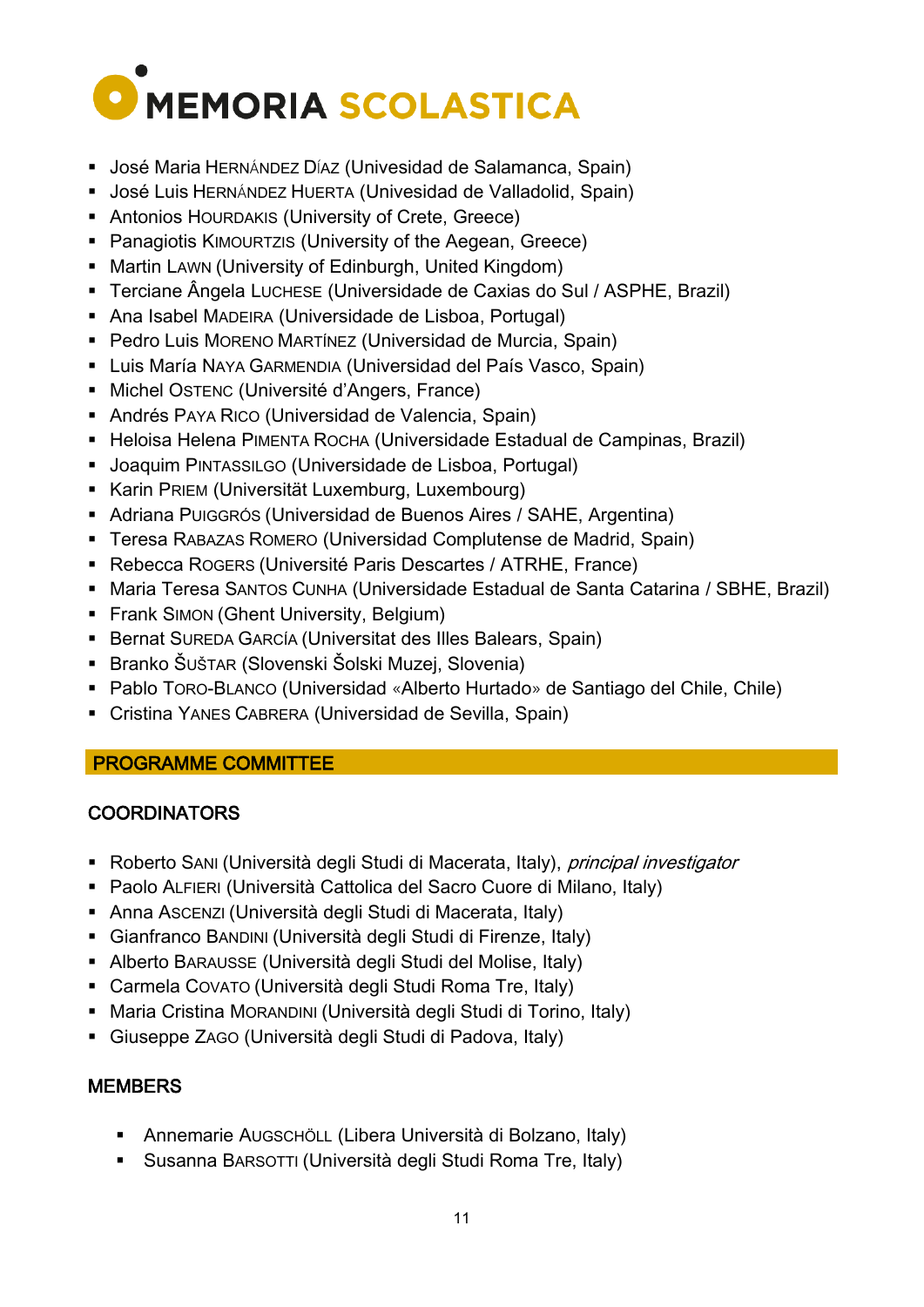- José Maria HERNÁNDEZ DÍAZ (Univesidad de Salamanca, Spain)
- José Luis HERNÁNDEZ HUERTA (Univesidad de Valladolid, Spain)
- Antonios HOURDAKIS (University of Crete, Greece)
- Panagiotis KIMOURTZIS (University of the Aegean, Greece)
- Martin LAWN (University of Edinburgh, United Kingdom)
- Terciane Ângela LUCHESE (Universidade de Caxias do Sul / ASPHE, Brazil)
- Ana Isabel MADEIRA (Universidade de Lisboa, Portugal)
- Pedro Luis MORENO MARTÍNEZ (Universidad de Murcia, Spain)
- Luis María NAYA GARMENDIA (Universidad del País Vasco, Spain)
- Michel OSTENC (Université d'Angers, France)
- Andrés PAYA RICO (Universidad de Valencia, Spain)
- Heloisa Helena PIMENTA ROCHA (Universidade Estadual de Campinas, Brazil)
- Joaquim PINTASSILGO (Universidade de Lisboa, Portugal)
- Karin PRIEM (Universität Luxemburg, Luxembourg)
- Adriana PUIGGRÓS (Universidad de Buenos Aires / SAHE, Argentina)
- Teresa RABAZAS ROMERO (Universidad Complutense de Madrid, Spain)
- Rebecca ROGERS (Université Paris Descartes / ATRHE, France)
- Maria Teresa SANTOS CUNHA (Universidade Estadual de Santa Catarina / SBHE, Brazil)
- Frank SIMON (Ghent University, Belgium)
- Bernat SUREDA GARCÍA (Universitat des Illes Balears, Spain)
- Branko ŠUŠTAR (Slovenski Šolski Muzej, Slovenia)
- Pablo TORO-BLANCO (Universidad «Alberto Hurtado» de Santiago del Chile, Chile)
- Cristina YANES CABRERA (Universidad de Sevilla, Spain)

## PROGRAMME COMMITTEE

### COORDINATORS

- Roberto SANI (Università degli Studi di Macerata, Italy), *principal investigator*
- Paolo ALFIERI (Università Cattolica del Sacro Cuore di Milano, Italy)
- Anna ASCENZI (Università degli Studi di Macerata, Italy)
- Gianfranco BANDINI (Università degli Studi di Firenze, Italy)
- Alberto BARAUSSE (Università degli Studi del Molise, Italy)
- Carmela COVATO (Università degli Studi Roma Tre, Italy)
- Maria Cristina MORANDINI (Università degli Studi di Torino, Italy)
- Giuseppe ZAGO (Università degli Studi di Padova, Italy)

### MEMBERS

- Annemarie AUGSCHÖLL (Libera Università di Bolzano, Italy)
- Susanna BARSOTTI (Università degli Studi Roma Tre, Italy)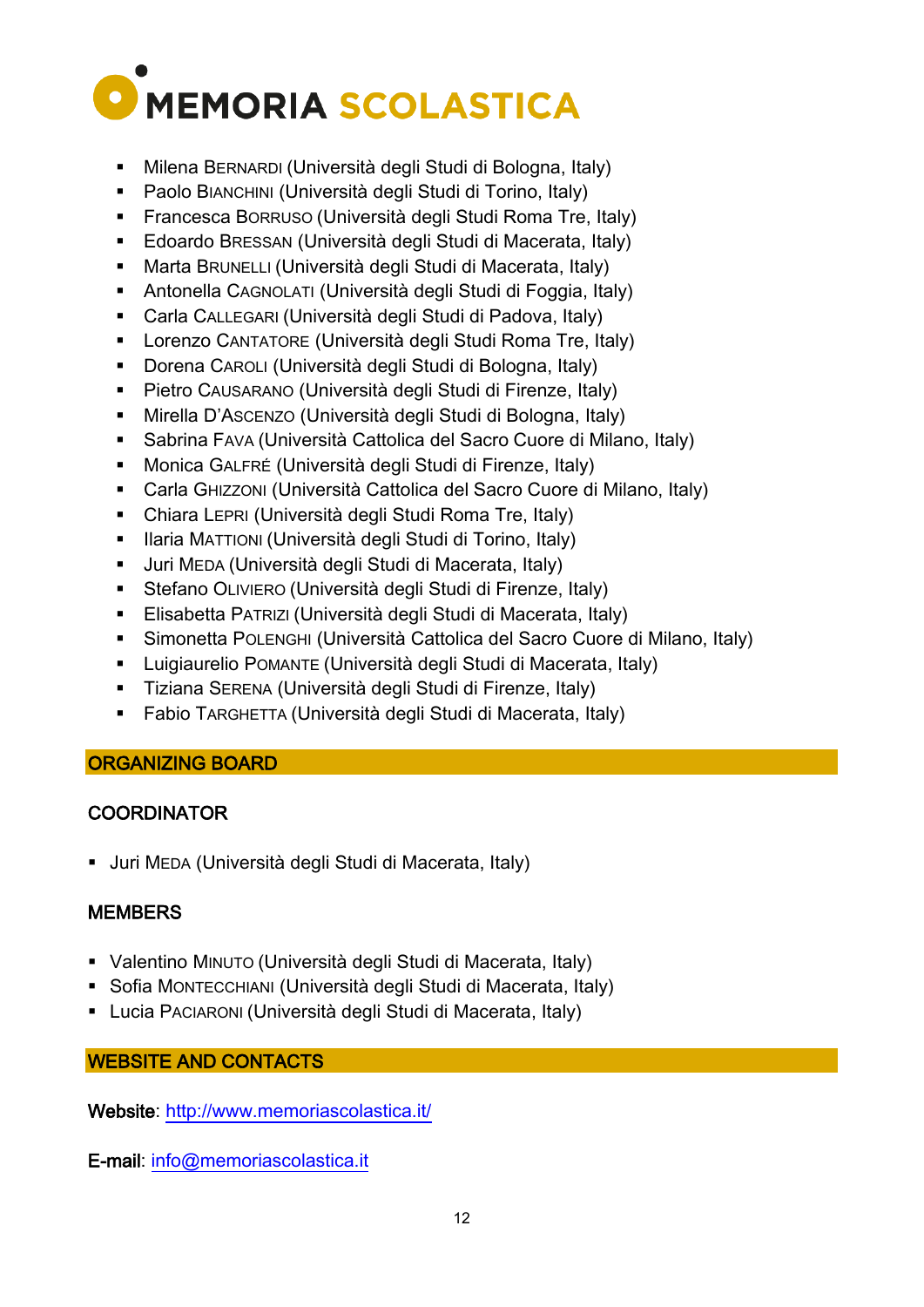- Milena BERNARDI (Università degli Studi di Bologna, Italy)
- Paolo BIANCHINI (Università degli Studi di Torino, Italy)
- Francesca BORRUSO (Università degli Studi Roma Tre, Italy)
- Edoardo BRESSAN (Università degli Studi di Macerata, Italy)
- Marta BRUNELLI (Università degli Studi di Macerata, Italy)
- Antonella CAGNOLATI (Università degli Studi di Foggia, Italy)
- Carla CALLEGARI (Università degli Studi di Padova, Italy)
- Lorenzo CANTATORE (Università degli Studi Roma Tre, Italy)
- Dorena CAROLI (Università degli Studi di Bologna, Italy)
- Pietro CAUSARANO (Università degli Studi di Firenze, Italy)
- Mirella D'ASCENZO (Università degli Studi di Bologna, Italy)
- Sabrina FAVA (Università Cattolica del Sacro Cuore di Milano, Italy)
- Monica GALFRÉ (Università degli Studi di Firenze, Italy)
- Carla GHIZZONI (Università Cattolica del Sacro Cuore di Milano, Italy)
- Chiara LEPRI (Università degli Studi Roma Tre, Italy)
- Ilaria MATTIONI (Università degli Studi di Torino, Italy)
- Juri MEDA (Università degli Studi di Macerata, Italy)
- Stefano OLIVIERO (Università degli Studi di Firenze, Italy)
- Elisabetta PATRIZI (Università degli Studi di Macerata, Italy)
- Simonetta POLENGHI (Università Cattolica del Sacro Cuore di Milano, Italy)
- Luigiaurelio POMANTE (Università degli Studi di Macerata, Italy)
- Tiziana SERENA (Università degli Studi di Firenze, Italy)
- Fabio TARGHETTA (Università degli Studi di Macerata, Italy)

## ORGANIZING BOARD

### COORDINATOR

- Juri MEDA (Università degli Studi di Macerata, Italy)

### MEMBERS

- Valentino MINUTO (Università degli Studi di Macerata, Italy)
- Sofia MONTECCHIANI (Università degli Studi di Macerata, Italy)
- Lucia PACIARONI (Università degli Studi di Macerata, Italy)

## WEBSITE AND CONTACTS

**Website**: http://www.memoriascolastica.it/

**E-mail**: info@memoriascolastica.it